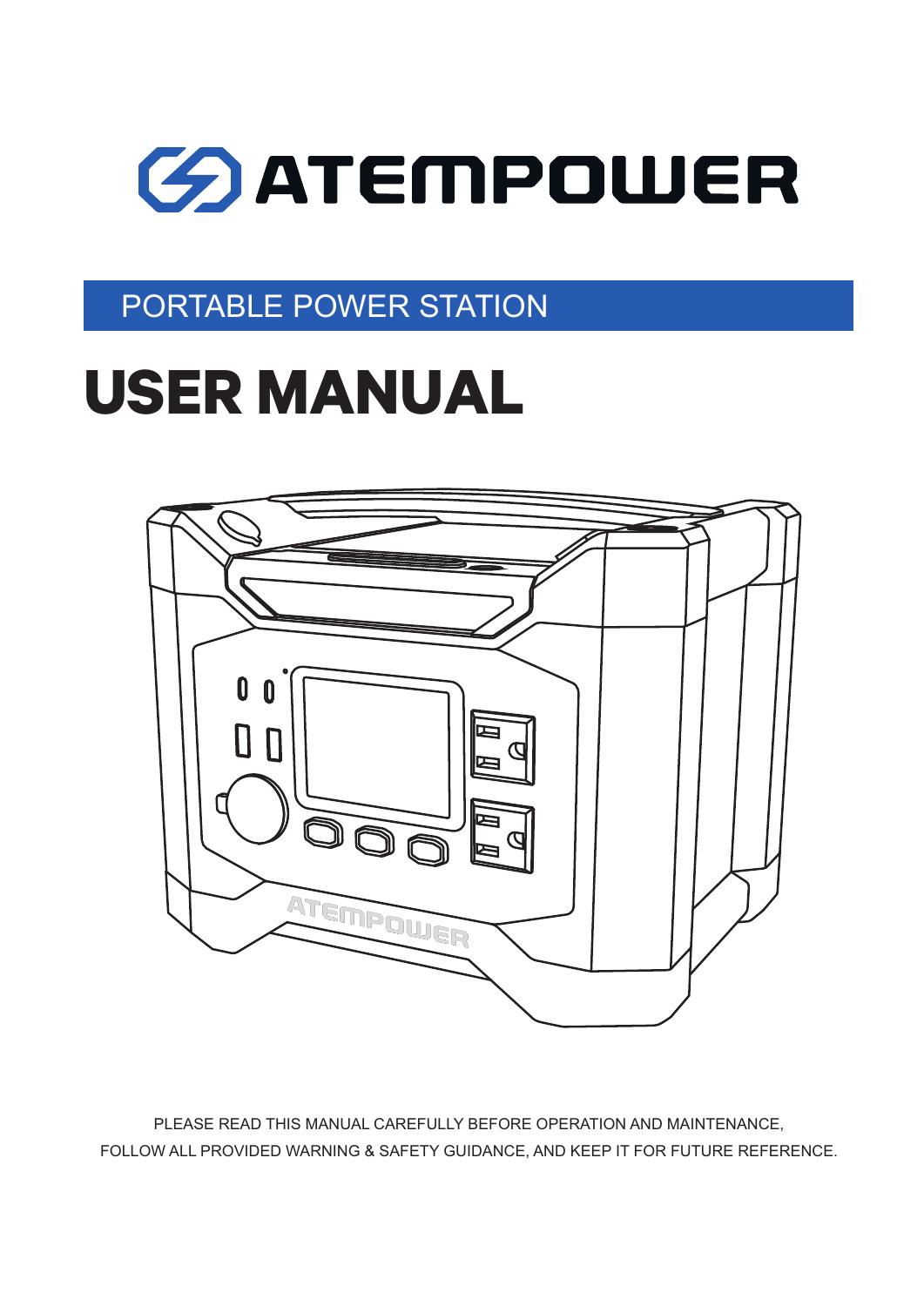ATEMPOWER

PORTABLE POWER STATION

# USER MANUAL

PLEASE READ THIS MANUAL CAREFULLY BEFORE OPERATION AND MAINTENANCE,
FOLLOW ALL PROVIDED WARNING & SAFETY GUIDANCE, AND KEEP IT FOR FUTURE REFERENCE.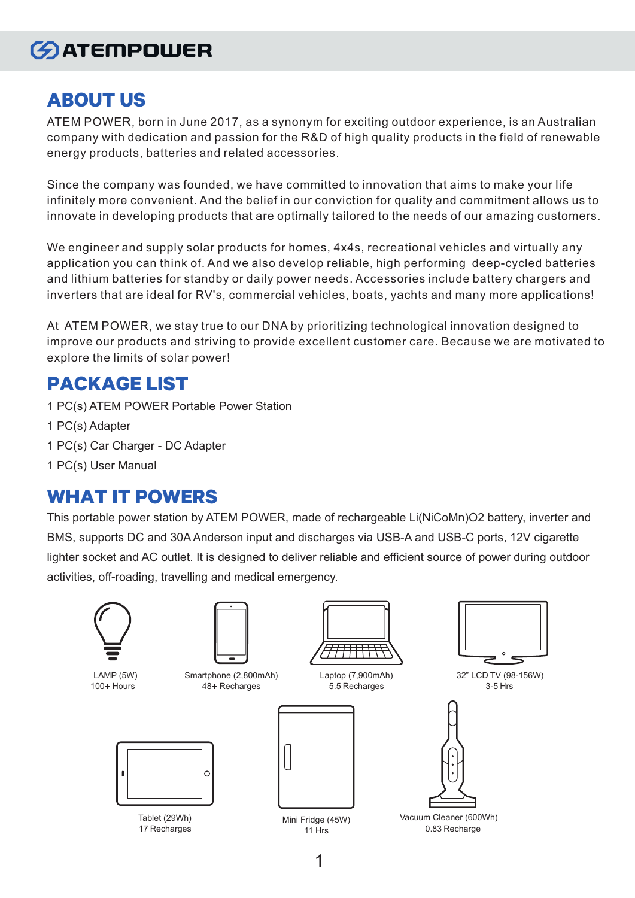ATEMPOWER

## ABOUT US

ATEM POWER, born in June 2017, as a synonym for exciting outdoor experience, is an Australian company with dedication and passion for the R&D of high quality products in the field of renewable energy products, batteries and related accessories.

Since the company was founded, we have committed to innovation that aims to make your life infinitely more convenient. And the belief in our conviction for quality and commitment allows us to innovate in developing products that are optimally tailored to the needs of our amazing customers.

We engineer and supply solar products for homes, 4x4s, recreational vehicles and virtually any application you can think of. And we also develop reliable, high performing deep-cycled batteries and lithium batteries for standby or daily power needs. Accessories include battery chargers and inverters that are ideal for RV's, commercial vehicles, boats, yachts and many more applications!

At ATEM POWER, we stay true to our DNA by prioritizing technological innovation designed to improve our products and striving to provide excellent customer care. Because we are motivated to explore the limits of solar power!

## PACKAGE LIST

1 PC(s) ATEM POWER Portable Power Station

1 PC(s) Adapter

1 PC(s) Car Charger - DC Adapter

1 PC(s) User Manual

## WHAT IT POWERS

This portable power station by ATEM POWER, made of rechargeable Li(NiCoMn)O2 battery, inverter and BMS, supports DC and 30A Anderson input and discharges via USB-A and USB-C ports, 12V cigarette lighter socket and AC outlet. It is designed to deliver reliable and efficient source of power during outdoor activities, off-roading, travelling and medical emergency.

LAMP (5W)
100+ Hours

Smartphone (2,800mAh)
48+ Recharges

Laptop (7,900mAh)
5.5 Recharges

32" LCD TV (98-156W)
3-5 Hrs

Tablet (29Wh)
17 Recharges

Mini Fridge (45W)
11 Hrs

Vacuum Cleaner (600Wh)
0.83 Recharge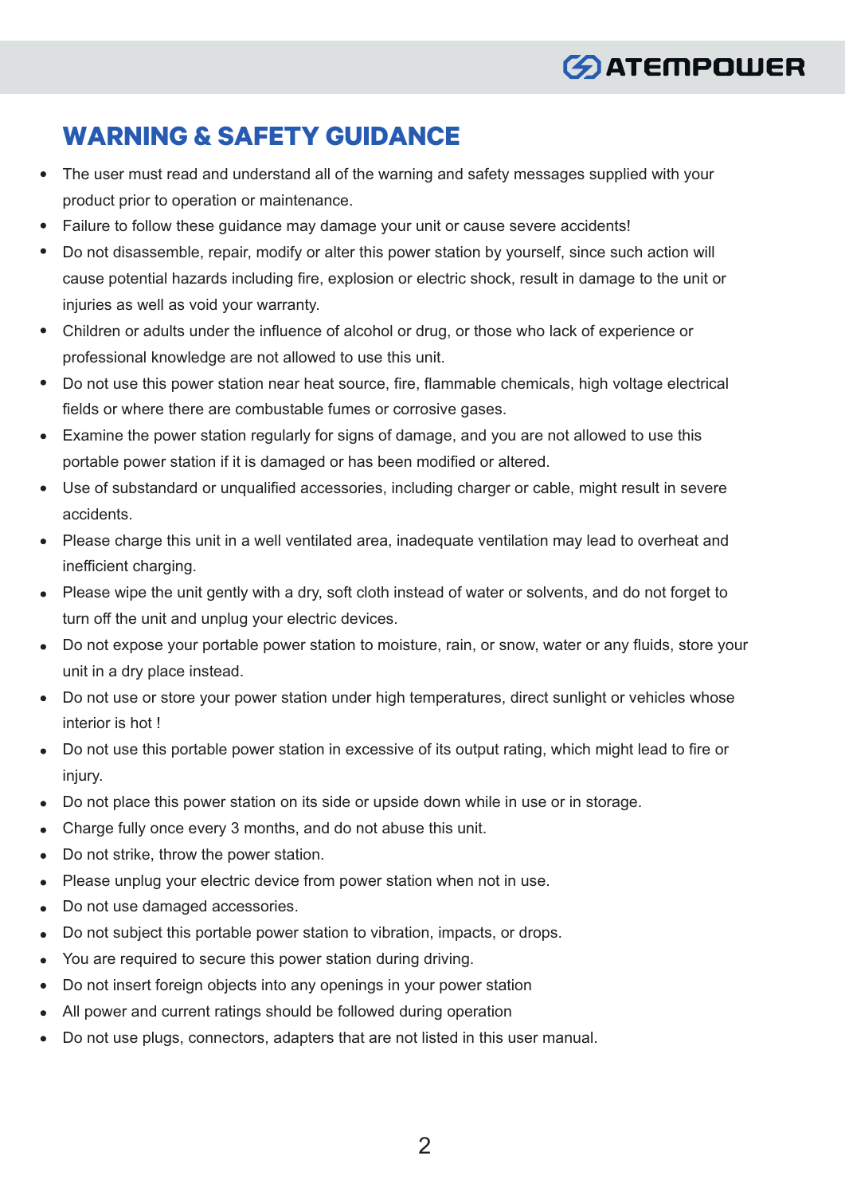## WARNING & SAFETY GUIDANCE

- The user must read and understand all of the warning and safety messages supplied with your product prior to operation or maintenance.
- Failure to follow these guidance may damage your unit or cause severe accidents!
- Do not disassemble, repair, modify or alter this power station by yourself, since such action will cause potential hazards including fire, explosion or electric shock, result in damage to the unit or injuries as well as void your warranty.
- Children or adults under the influence of alcohol or drug, or those who lack of experience or professional knowledge are not allowed to use this unit.
- Do not use this power station near heat source, fire, flammable chemicals, high voltage electrical fields or where there are combustible fumes or corrosive gases.
- Examine the power station regularly for signs of damage, and you are not allowed to use this portable power station if it is damaged or has been modified or altered.
- Use of substandard or unqualified accessories, including charger or cable, might result in severe accidents.
- Please charge this unit in a well ventilated area, inadequate ventilation may lead to overheat and inefficient charging.
- Please wipe the unit gently with a dry, soft cloth instead of water or solvents, and do not forget to turn off the unit and unplug your electric devices.
- Do not expose your portable power station to moisture, rain, or snow, water or any fluids, store your unit in a dry place instead.
- Do not use or store your power station under high temperatures, direct sunlight or vehicles whose interior is hot !
- Do not use this portable power station in excessive of its output rating, which might lead to fire or injury.
- Do not place this power station on its side or upside down while in use or in storage.
- Charge fully once every 3 months, and do not abuse this unit.
- Do not strike, throw the power station.
- Please unplug your electric device from power station when not in use.
- Do not use damaged accessories.
- Do not subject this portable power station to vibration, impacts, or drops.
- You are required to secure this power station during driving.
- Do not insert foreign objects into any openings in your power station
- All power and current ratings should be followed during operation
- Do not use plugs, connectors, adapters that are not listed in this user manual.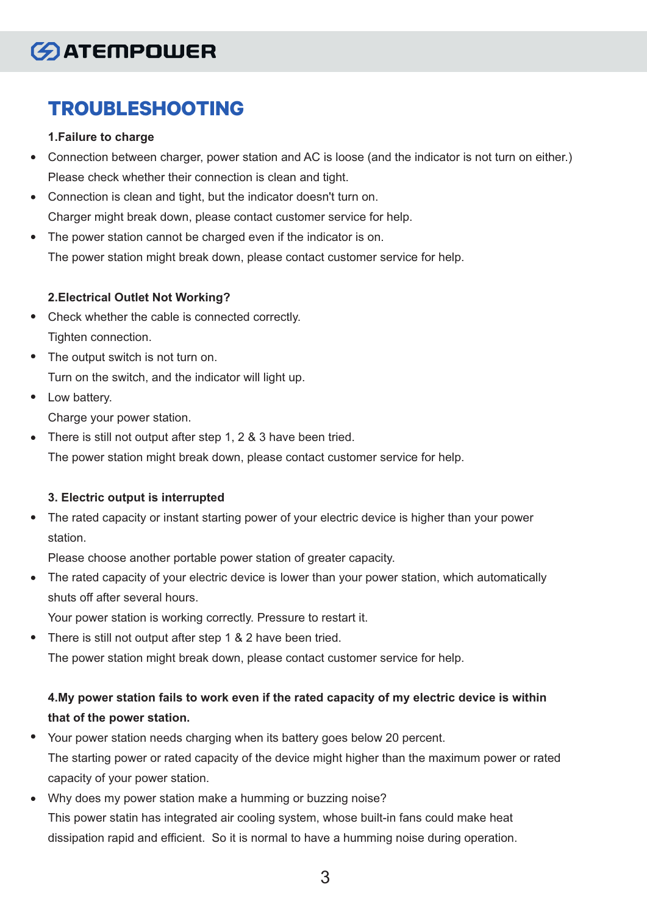# TROUBLESHOOTING

**1.Failure to charge**

- Connection between charger, power station and AC is loose (and the indicator is not turn on either.)
  Please check whether their connection is clean and tight.
- Connection is clean and tight, but the indicator doesn't turn on.
  Charger might break down, please contact customer service for help.
- The power station cannot be charged even if the indicator is on.
  The power station might break down, please contact customer service for help.

**2.Electrical Outlet Not Working?**

- Check whether the cable is connected correctly.
  Tighten connection.
- The output switch is not turn on.
  Turn on the switch, and the indicator will light up.
- Low battery.
  Charge your power station.
- There is still not output after step 1, 2 & 3 have been tried.
  The power station might break down, please contact customer service for help.

**3. Electric output is interrupted**

- The rated capacity or instant starting power of your electric device is higher than your power station.
  Please choose another portable power station of greater capacity.
- The rated capacity of your electric device is lower than your power station, which automatically shuts off after several hours.
  Your power station is working correctly. Pressure to restart it.
- There is still not output after step 1 & 2 have been tried.
  The power station might break down, please contact customer service for help.

**4.My power station fails to work even if the rated capacity of my electric device is within that of the power station.**

- Your power station needs charging when its battery goes below 20 percent.
  The starting power or rated capacity of the device might higher than the maximum power or rated capacity of your power station.
- Why does my power station make a humming or buzzing noise?
  This power statin has integrated air cooling system, whose built-in fans could make heat dissipation rapid and efficient. So it is normal to have a humming noise during operation.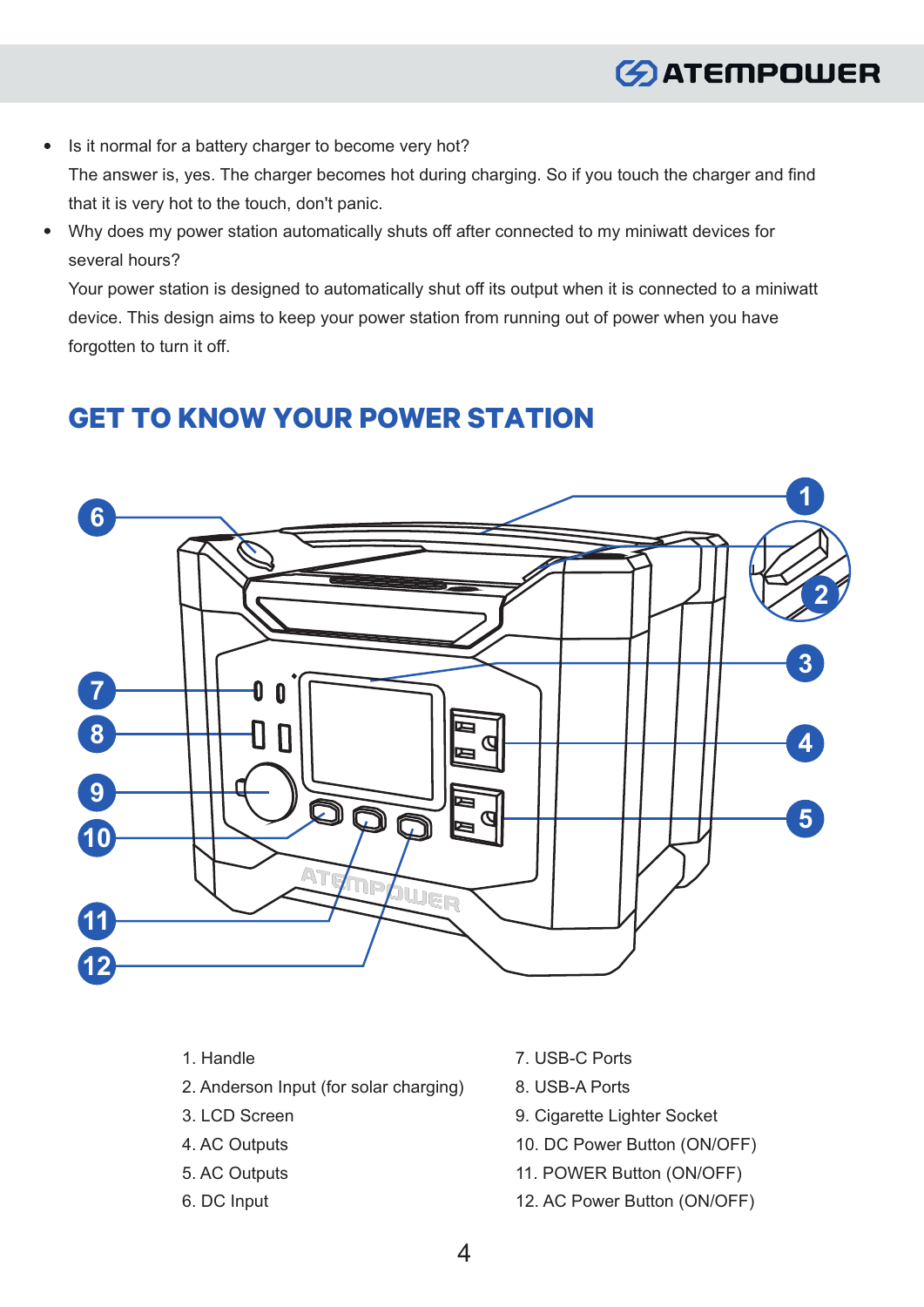- Is it normal for a battery charger to become very hot?
  The answer is, yes. The charger becomes hot during charging. So if you touch the charger and find that it is very hot to the touch, don't panic.
- Why does my power station automatically shuts off after connected to my miniwatt devices for several hours?
  Your power station is designed to automatically shut off its output when it is connected to a miniwatt device. This design aims to keep your power station from running out of power when you have forgotten to turn it off.

## GET TO KNOW YOUR POWER STATION

1. Handle
2. Anderson Input (for solar charging)
3. LCD Screen
4. AC Outputs
5. AC Outputs
6. DC Input
7. USB-C Ports
8. USB-A Ports
9. Cigarette Lighter Socket
10. DC Power Button (ON/OFF)
11. POWER Button (ON/OFF)
12. AC Power Button (ON/OFF)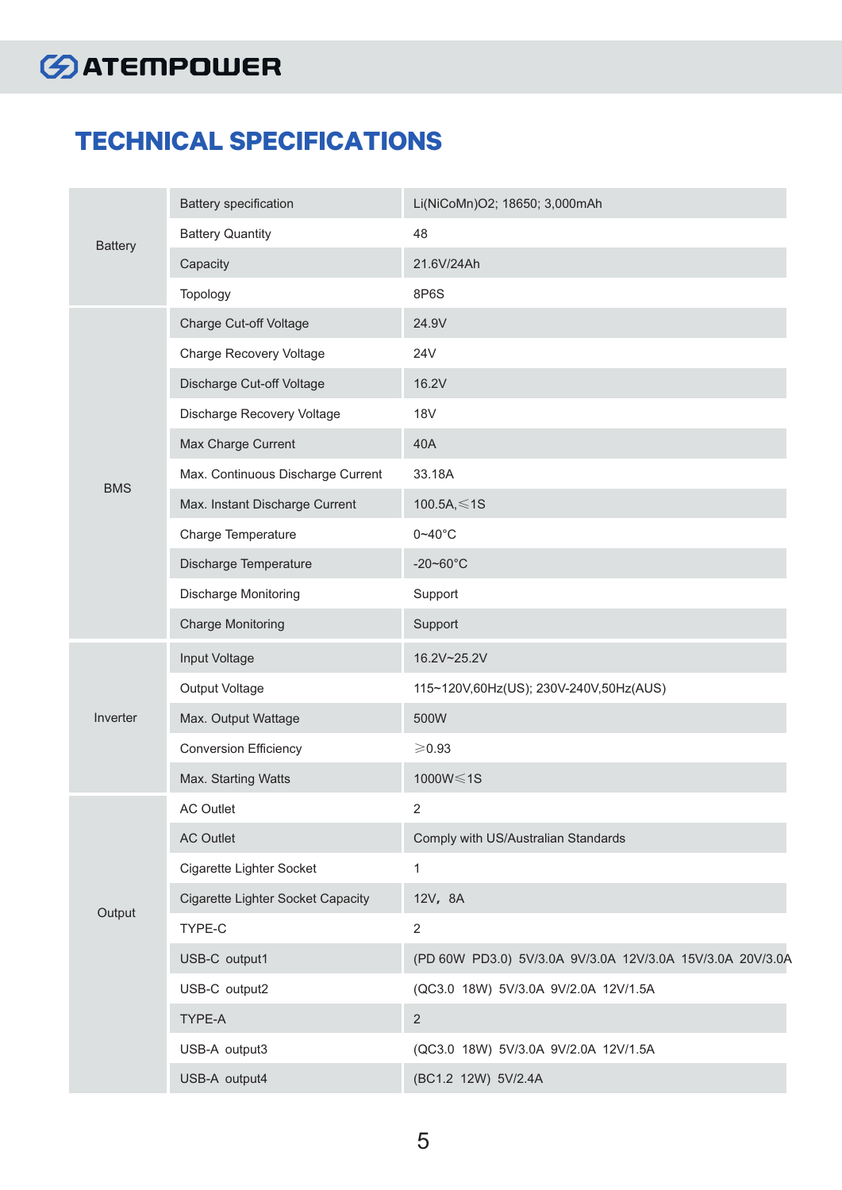# TECHNICAL SPECIFICATIONS

| | | |
|---|---|---|
| Battery | Battery specification | Li(NiCoMn)O2; 18650; 3,000mAh |
| | Battery Quantity | 48 |
| | Capacity | 21.6V/24Ah |
| | Topology | 8P6S |
| BMS | Charge Cut-off Voltage | 24.9V |
| | Charge Recovery Voltage | 24V |
| | Discharge Cut-off Voltage | 16.2V |
| | Discharge Recovery Voltage | 18V |
| | Max Charge Current | 40A |
| | Max. Continuous Discharge Current | 33.18A |
| | Max. Instant Discharge Current | 100.5A,≤1S |
| | Charge Temperature | 0~40°C |
| | Discharge Temperature | -20~60°C |
| | Discharge Monitoring | Support |
| | Charge Monitoring | Support |
| Inverter | Input Voltage | 16.2V~25.2V |
| | Output Voltage | 115~120V,60Hz(US); 230V-240V,50Hz(AUS) |
| | Max. Output Wattage | 500W |
| | Conversion Efficiency | ≥0.93 |
| | Max. Starting Watts | 1000W≤1S |
| Output | AC Outlet | 2 |
| | AC Outlet | Comply with US/Australian Standards |
| | Cigarette Lighter Socket | 1 |
| | Cigarette Lighter Socket Capacity | 12V, 8A |
| | TYPE-C | 2 |
| | USB-C output1 | (PD 60W PD3.0) 5V/3.0A 9V/3.0A 12V/3.0A 15V/3.0A 20V/3.0A |
| | USB-C output2 | (QC3.0 18W) 5V/3.0A 9V/2.0A 12V/1.5A |
| | TYPE-A | 2 |
| | USB-A output3 | (QC3.0 18W) 5V/3.0A 9V/2.0A 12V/1.5A |
| | USB-A output4 | (BC1.2 12W) 5V/2.4A |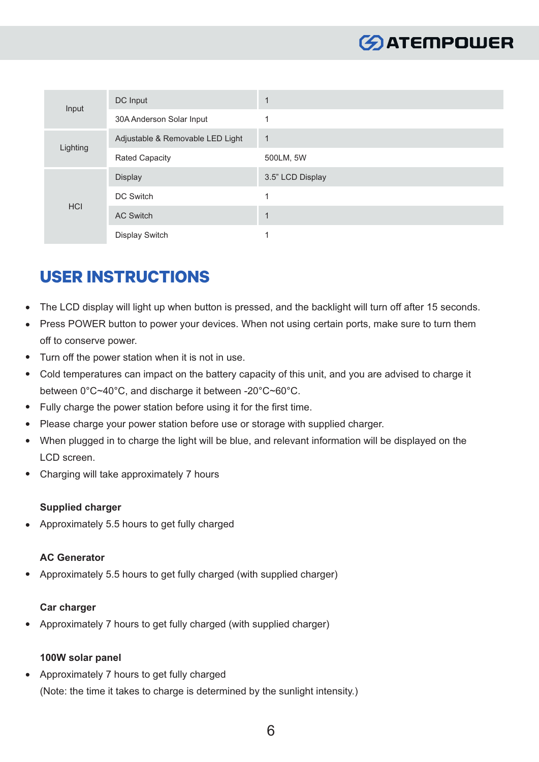| | | |
|---|---|---|
| Input | DC Input | 1 |
| | 30A Anderson Solar Input | 1 |
| Lighting | Adjustable & Removable LED Light | 1 |
| | Rated Capacity | 500LM, 5W |
| HCI | Display | 3.5” LCD Display |
| | DC Switch | 1 |
| | AC Switch | 1 |
| | Display Switch | 1 |

## USER INSTRUCTIONS

- The LCD display will light up when button is pressed, and the backlight will turn off after 15 seconds.
- Press POWER button to power your devices. When not using certain ports, make sure to turn them off to conserve power.
- Turn off the power station when it is not in use.
- Cold temperatures can impact on the battery capacity of this unit, and you are advised to charge it between 0°C~40°C, and discharge it between -20°C~60°C.
- Fully charge the power station before using it for the first time.
- Please charge your power station before use or storage with supplied charger.
- When plugged in to charge the light will be blue, and relevant information will be displayed on the LCD screen.
- Charging will take approximately 7 hours

**Supplied charger**

- Approximately 5.5 hours to get fully charged

**AC Generator**

- Approximately 5.5 hours to get fully charged (with supplied charger)

**Car charger**

- Approximately 7 hours to get fully charged (with supplied charger)

**100W solar panel**

- Approximately 7 hours to get fully charged

(Note: the time it takes to charge is determined by the sunlight intensity.)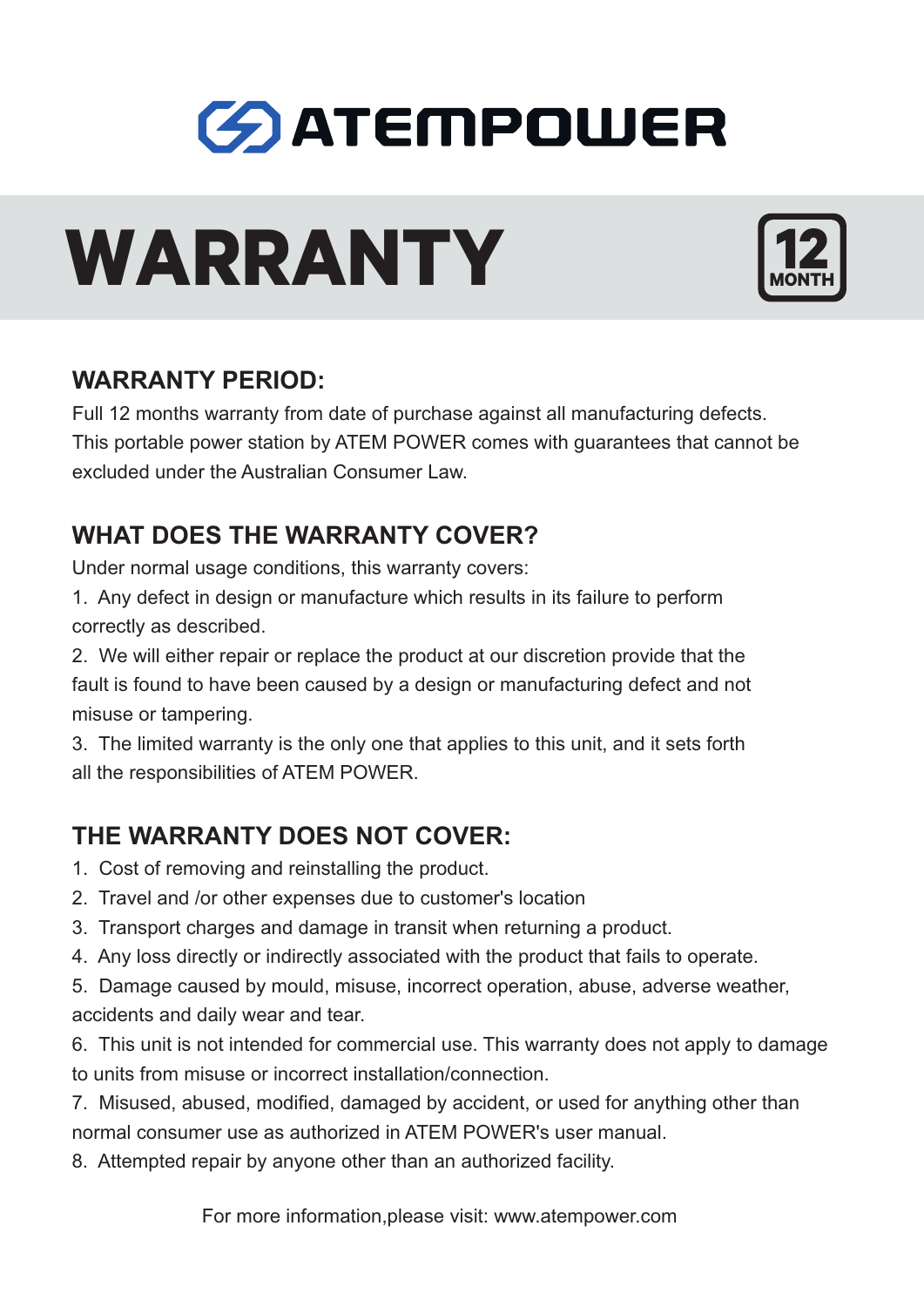ATEMPOWER

# WARRANTY

12 MONTH

## WARRANTY PERIOD:

Full 12 months warranty from date of purchase against all manufacturing defects. This portable power station by ATEM POWER comes with guarantees that cannot be excluded under the Australian Consumer Law.

## WHAT DOES THE WARRANTY COVER?

Under normal usage conditions, this warranty covers:

1. Any defect in design or manufacture which results in its failure to perform correctly as described.
2. We will either repair or replace the product at our discretion provide that the fault is found to have been caused by a design or manufacturing defect and not misuse or tampering.
3. The limited warranty is the only one that applies to this unit, and it sets forth all the responsibilities of ATEM POWER.

## THE WARRANTY DOES NOT COVER:

1. Cost of removing and reinstalling the product.
2. Travel and /or other expenses due to customer's location
3. Transport charges and damage in transit when returning a product.
4. Any loss directly or indirectly associated with the product that fails to operate.
5. Damage caused by mould, misuse, incorrect operation, abuse, adverse weather, accidents and daily wear and tear.
6. This unit is not intended for commercial use. This warranty does not apply to damage to units from misuse or incorrect installation/connection.
7. Misused, abused, modified, damaged by accident, or used for anything other than normal consumer use as authorized in ATEM POWER's user manual.
8. Attempted repair by anyone other than an authorized facility.

For more information,please visit: www.atempower.com